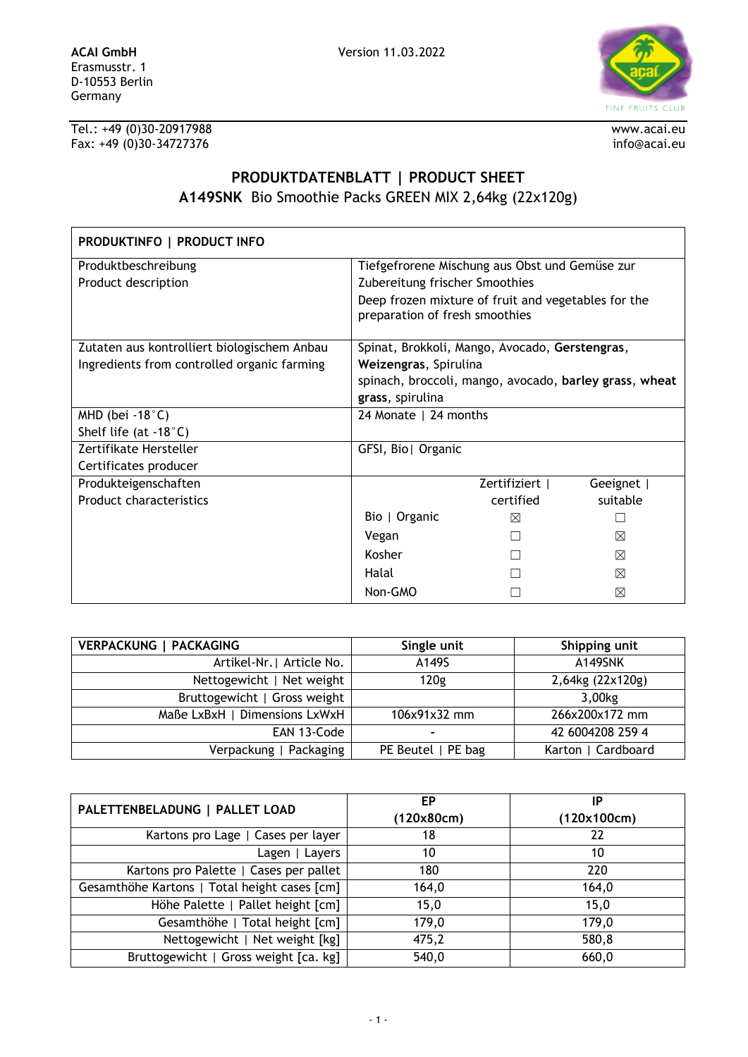**ACAI GmbH**
Erasmusstr. 1
D-10553 Berlin
Germany

Version 11.03.2022

Tel.: +49 (0)30-20917988
Fax: +49 (0)30-34727376

www.acai.eu
info@acai.eu

## PRODUKTDATENBLATT | PRODUCT SHEET

**A149SNK** Bio Smoothie Packs GREEN MIX 2,64kg (22x120g)

| PRODUKTINFO \| PRODUCT INFO | | | |
|---|---|---|---|
| Produktbeschreibung<br>Product description | Tiefgefrorene Mischung aus Obst und Gemüse zur Zubereitung frischer Smoothies<br>Deep frozen mixture of fruit and vegetables for the preparation of fresh smoothies | | |
| Zutaten aus kontrolliert biologischem Anbau<br>Ingredients from controlled organic farming | Spinat, Brokkoli, Mango, Avocado, **Gerstengras**, **Weizengras**, Spirulina<br>spinach, broccoli, mango, avocado, **barley grass**, **wheat grass**, spirulina | | |
| MHD (bei -18°C)<br>Shelf life (at -18°C) | 24 Monate \| 24 months | | |
| Zertifikate Hersteller<br>Certificates producer | GFSI, Bio\| Organic | | |
| Produkteigenschaften<br>Product characteristics | | Zertifiziert \| certified | Geeignet \| suitable |
| | Bio \| Organic | ☒ | ☐ |
| | Vegan | ☐ | ☒ |
| | Kosher | ☐ | ☒ |
| | Halal | ☐ | ☒ |
| | Non-GMO | ☐ | ☒ |

| VERPACKUNG \| PACKAGING | Single unit | Shipping unit |
|---|---|---|
| Artikel-Nr.\| Article No. | A149S | A149SNK |
| Nettogewicht \| Net weight | 120g | 2,64kg (22x120g) |
| Bruttogewicht \| Gross weight | | 3,00kg |
| Maße LxBxH \| Dimensions LxWxH | 106x91x32 mm | 266x200x172 mm |
| EAN 13-Code | - | 42 6004208 259 4 |
| Verpackung \| Packaging | PE Beutel \| PE bag | Karton \| Cardboard |

| PALETTENBELADUNG \| PALLET LOAD | EP (120x80cm) | IP (120x100cm) |
|---|---|---|
| Kartons pro Lage \| Cases per layer | 18 | 22 |
| Lagen \| Layers | 10 | 10 |
| Kartons pro Palette \| Cases per pallet | 180 | 220 |
| Gesamthöhe Kartons \| Total height cases [cm] | 164,0 | 164,0 |
| Höhe Palette \| Pallet height [cm] | 15,0 | 15,0 |
| Gesamthöhe \| Total height [cm] | 179,0 | 179,0 |
| Nettogewicht \| Net weight [kg] | 475,2 | 580,8 |
| Bruttogewicht \| Gross weight [ca. kg] | 540,0 | 660,0 |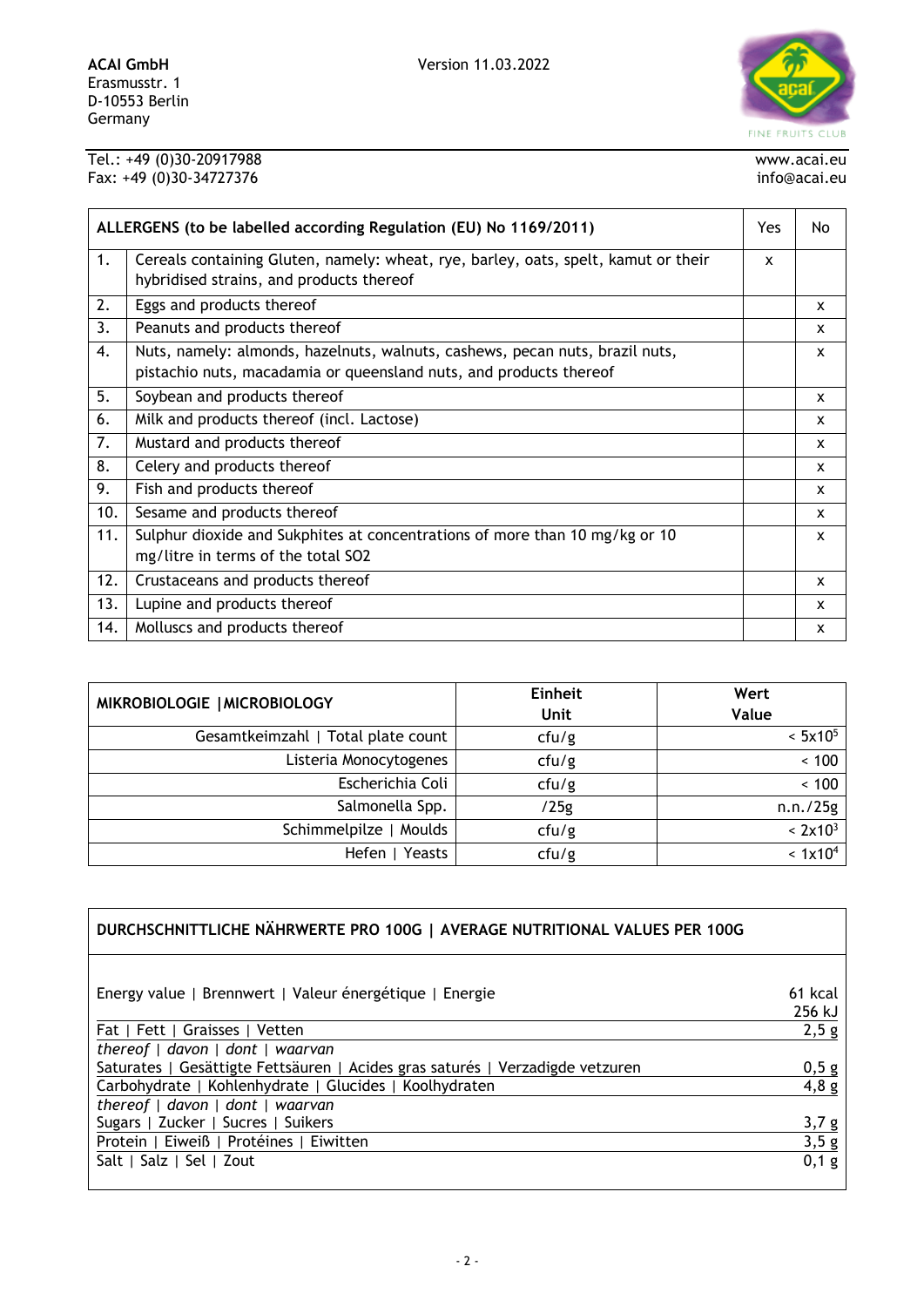**ACAI GmbH**
Erasmusstr. 1
D-10553 Berlin
Germany

Version 11.03.2022

Tel.: +49 (0)30-20917988
Fax: +49 (0)30-34727376

www.acai.eu
info@acai.eu

| | ALLERGENS (to be labelled according Regulation (EU) No 1169/2011) | Yes | No |
|---|---|---|---|
| 1. | Cereals containing Gluten, namely: wheat, rye, barley, oats, spelt, kamut or their hybridised strains, and products thereof | x | |
| 2. | Eggs and products thereof | | x |
| 3. | Peanuts and products thereof | | x |
| 4. | Nuts, namely: almonds, hazelnuts, walnuts, cashews, pecan nuts, brazil nuts, pistachio nuts, macadamia or queensland nuts, and products thereof | | x |
| 5. | Soybean and products thereof | | x |
| 6. | Milk and products thereof (incl. Lactose) | | x |
| 7. | Mustard and products thereof | | x |
| 8. | Celery and products thereof | | x |
| 9. | Fish and products thereof | | x |
| 10. | Sesame and products thereof | | x |
| 11. | Sulphur dioxide and Sukphites at concentrations of more than 10 mg/kg or 10 mg/litre in terms of the total SO2 | | x |
| 12. | Crustaceans and products thereof | | x |
| 13. | Lupine and products thereof | | x |
| 14. | Molluscs and products thereof | | x |

| MIKROBIOLOGIE \|MICROBIOLOGY | Einheit Unit | Wert Value |
|---|---|---|
| Gesamtkeimzahl \| Total plate count | cfu/g | $< 5x10^5$ |
| Listeria Monocytogenes | cfu/g | < 100 |
| Escherichia Coli | cfu/g | < 100 |
| Salmonella Spp. | /25g | n.n./25g |
| Schimmelpilze \| Moulds | cfu/g | $< 2x10^3$ |
| Hefen \| Yeasts | cfu/g | $< 1x10^4$ |

| DURCHSCHNITTLICHE NÄHRWERTE PRO 100G \| AVERAGE NUTRITIONAL VALUES PER 100G | |
|---|---|
| Energy value \| Brennwert \| Valeur énergétique \| Energie | 61 kcal<br>256 kJ |
| Fat \| Fett \| Graisses \| Vetten | 2,5 g |
| *thereof* \| *davon* \| *dont* \| *waarvan*<br>Saturates \| Gesättigte Fettsäuren \| Acides gras saturés \| Verzadigde vetzuren | 0,5 g |
| Carbohydrate \| Kohlenhydrate \| Glucides \| Koolhydraten | 4,8 g |
| *thereof* \| *davon* \| *dont* \| *waarvan*<br>Sugars \| Zucker \| Sucres \| Suikers | 3,7 g |
| Protein \| Eiweiß \| Protéines \| Eiwitten | 3,5 g |
| Salt \| Salz \| Sel \| Zout | 0,1 g |